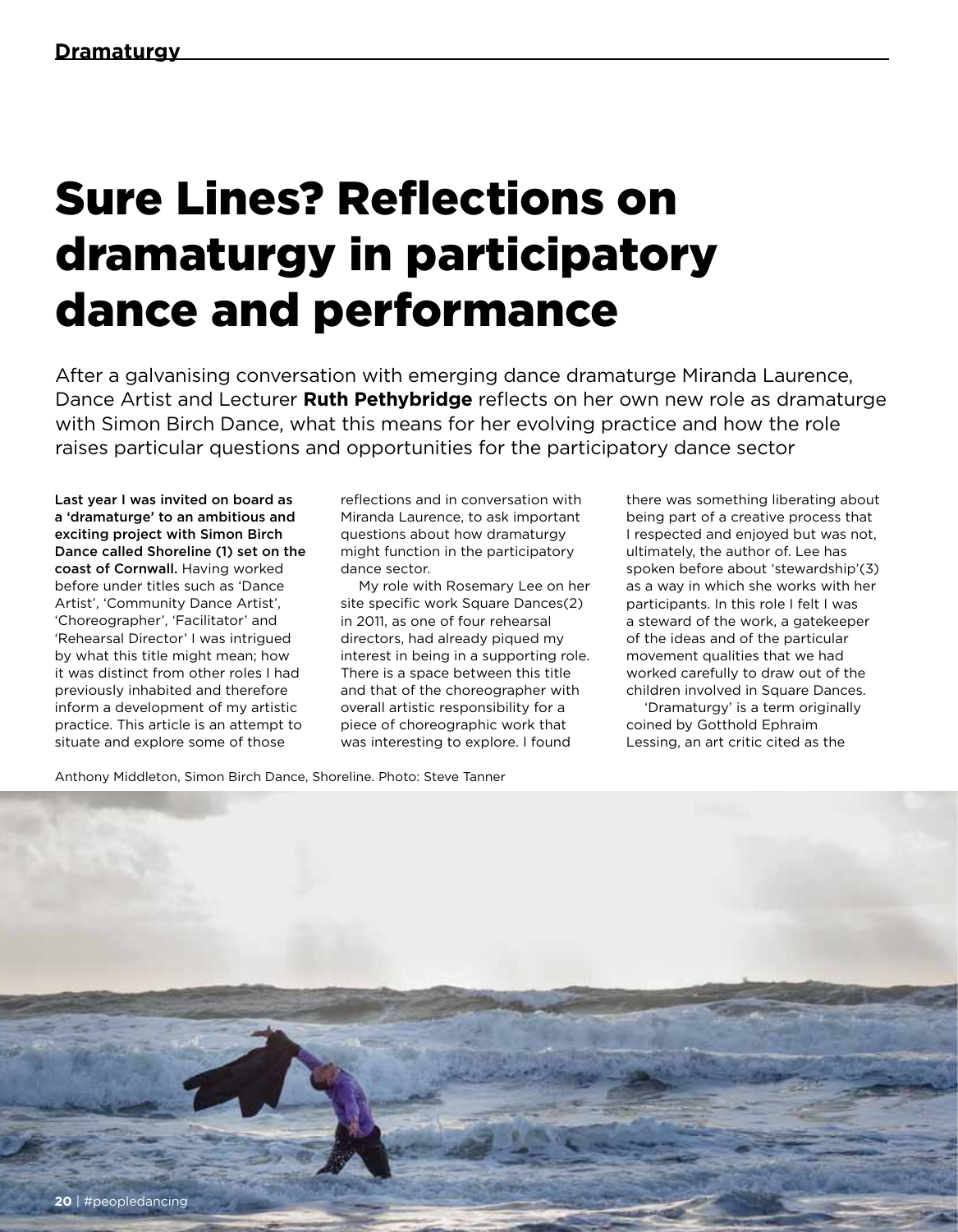# Sure Lines? Reflections on dramaturgy in participatory dance and performance

After a galvanising conversation with emerging dance dramaturge Miranda Laurence, Dance Artist and Lecturer **Ruth Pethybridge** reflects on her own new role as dramaturge with Simon Birch Dance, what this means for her evolving practice and how the role raises particular questions and opportunities for the participatory dance sector

**Last year I was invited on board as a 'dramaturge' to an ambitious and exciting project with Simon Birch Dance called Shoreline (1) set on the coast of Cornwall.** Having worked before under titles such as 'Dance Artist', 'Community Dance Artist', 'Choreographer', 'Facilitator' and 'Rehearsal Director' I was intrigued by what this title might mean; how it was distinct from other roles I had previously inhabited and therefore inform a development of my artistic practice. This article is an attempt to situate and explore some of those reflections and in conversation with Miranda Laurence, to ask important questions about how dramaturgy might function in the participatory dance sector.

My role with Rosemary Lee on her site specific work Square Dances(2) in 2011, as one of four rehearsal directors, had already piqued my interest in being in a supporting role. There is a space between this title and that of the choreographer with overall artistic responsibility for a piece of choreographic work that was interesting to explore. I found there was something liberating about being part of a creative process that I respected and enjoyed but was not, ultimately, the author of. Lee has spoken before about 'stewardship'(3) as a way in which she works with her participants. In this role I felt I was a steward of the work, a gatekeeper of the ideas and of the particular movement qualities that we had worked carefully to draw out of the children involved in Square Dances.

'Dramaturgy' is a term originally coined by Gotthold Ephraim Lessing, an art critic cited as the

Anthony Middleton, Simon Birch Dance, Shoreline. Photo: Steve Tanner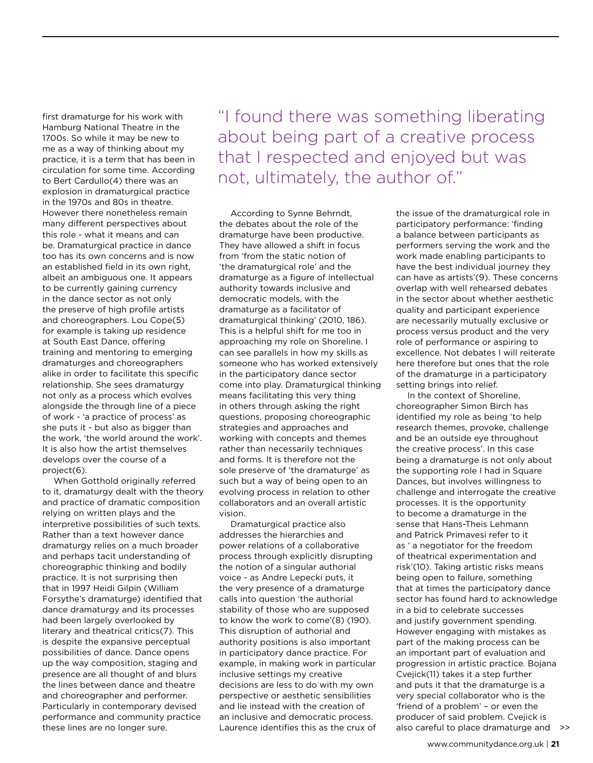first dramaturge for his work with Hamburg National Theatre in the 1700s. So while it may be new to me as a way of thinking about my practice, it is a term that has been in circulation for some time. According to Bert Cardullo(4) there was an explosion in dramaturgical practice in the 1970s and 80s in theatre. However there nonetheless remain many different perspectives about this role - what it means and can be. Dramaturgical practice in dance too has its own concerns and is now an established field in its own right, albeit an ambiguous one. It appears to be currently gaining currency in the dance sector as not only the preserve of high profile artists and choreographers. Lou Cope(5) for example is taking up residence at South East Dance, offering training and mentoring to emerging dramaturges and choreographers alike in order to facilitate this specific relationship. She sees dramaturgy not only as a process which evolves alongside the through line of a piece of work - 'a practice of process' as she puts it - but also as bigger than the work, 'the world around the work'. It is also how the artist themselves develops over the course of a project(6).

When Gotthold originally referred to it, dramaturgy dealt with the theory and practice of dramatic composition relying on written plays and the interpretive possibilities of such texts. Rather than a text however dance dramaturgy relies on a much broader and perhaps tacit understanding of choreographic thinking and bodily practice. It is not surprising then that in 1997 Heidi Gilpin (William Forsythe's dramaturge) identified that dance dramaturgy and its processes had been largely overlooked by literary and theatrical critics(7). This is despite the expansive perceptual possibilities of dance. Dance opens up the way composition, staging and presence are all thought of and blurs the lines between dance and theatre and choreographer and performer. Particularly in contemporary devised performance and community practice these lines are no longer sure.

> "I found there was something liberating about being part of a creative process that I respected and enjoyed but was not, ultimately, the author of."

According to Synne Behrndt, the debates about the role of the dramaturge have been productive. They have allowed a shift in focus from 'from the static notion of 'the dramaturgical role' and the dramaturge as a figure of intellectual authority towards inclusive and democratic models, with the dramaturge as a facilitator of dramaturgical thinking' (2010, 186). This is a helpful shift for me too in approaching my role on Shoreline. I can see parallels in how my skills as someone who has worked extensively in the participatory dance sector come into play. Dramaturgical thinking means facilitating this very thing in others through asking the right questions, proposing choreographic strategies and approaches and working with concepts and themes rather than necessarily techniques and forms. It is therefore not the sole preserve of 'the dramaturge' as such but a way of being open to an evolving process in relation to other collaborators and an overall artistic vision.

Dramaturgical practice also addresses the hierarchies and power relations of a collaborative process through explicitly disrupting the notion of a singular authorial voice - as Andre Lepecki puts it, the very presence of a dramaturge calls into question 'the authorial stability of those who are supposed to know the work to come'(8) (190). This disruption of authorial and authority positions is also important in participatory dance practice. For example, in making work in particular inclusive settings my creative decisions are less to do with my own perspective or aesthetic sensibilities and lie instead with the creation of an inclusive and democratic process. Laurence identifies this as the crux of the issue of the dramaturgical role in participatory performance: 'finding a balance between participants as performers serving the work and the work made enabling participants to have the best individual journey they can have as artists'(9). These concerns overlap with well rehearsed debates in the sector about whether aesthetic quality and participant experience are necessarily mutually exclusive or process versus product and the very role of performance or aspiring to excellence. Not debates I will reiterate here therefore but ones that the role of the dramaturge in a participatory setting brings into relief.

In the context of Shoreline, choreographer Simon Birch has identified my role as being 'to help research themes, provoke, challenge and be an outside eye throughout the creative process'. In this case being a dramaturge is not only about the supporting role I had in Square Dances, but involves willingness to challenge and interrogate the creative processes. It is the opportunity to become a dramaturge in the sense that Hans-Theis Lehmann and Patrick Primavesi refer to it as ' a negotiator for the freedom of theatrical experimentation and risk'(10). Taking artistic risks means being open to failure, something that at times the participatory dance sector has found hard to acknowledge in a bid to celebrate successes and justify government spending. However engaging with mistakes as part of the making process can be an important part of evaluation and progression in artistic practice. Bojana Cvejick(11) takes it a step further and puts it that the dramaturge is a very special collaborator who is the 'friend of a problem' – or even the producer of said problem. Cvejick is also careful to place dramaturge and >>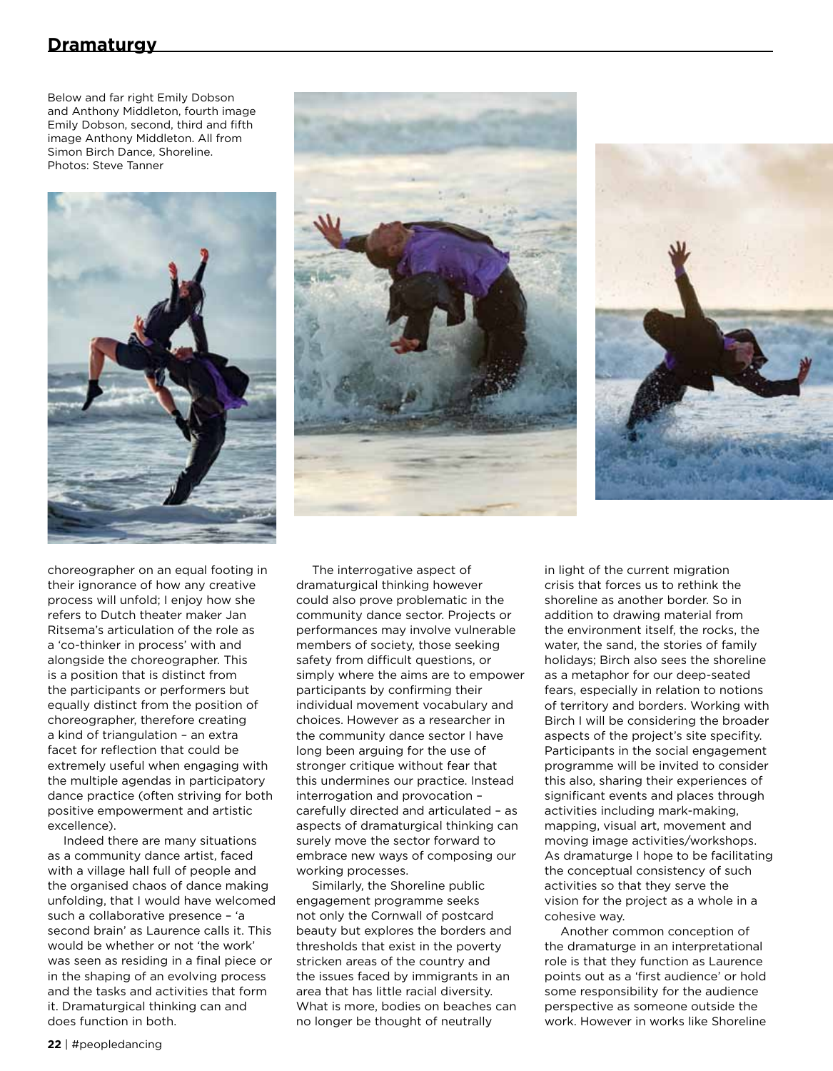## Dramaturgy

Below and far right Emily Dobson and Anthony Middleton, fourth image Emily Dobson, second, third and fifth image Anthony Middleton. All from Simon Birch Dance, Shoreline. Photos: Steve Tanner

choreographer on an equal footing in their ignorance of how any creative process will unfold; I enjoy how she refers to Dutch theater maker Jan Ritsema's articulation of the role as a 'co-thinker in process' with and alongside the choreographer. This is a position that is distinct from the participants or performers but equally distinct from the position of choreographer, therefore creating a kind of triangulation – an extra facet for reflection that could be extremely useful when engaging with the multiple agendas in participatory dance practice (often striving for both positive empowerment and artistic excellence).

Indeed there are many situations as a community dance artist, faced with a village hall full of people and the organised chaos of dance making unfolding, that I would have welcomed such a collaborative presence – 'a second brain' as Laurence calls it. This would be whether or not 'the work' was seen as residing in a final piece or in the shaping of an evolving process and the tasks and activities that form it. Dramaturgical thinking can and does function in both.

The interrogative aspect of dramaturgical thinking however could also prove problematic in the community dance sector. Projects or performances may involve vulnerable members of society, those seeking safety from difficult questions, or simply where the aims are to empower participants by confirming their individual movement vocabulary and choices. However as a researcher in the community dance sector I have long been arguing for the use of stronger critique without fear that this undermines our practice. Instead interrogation and provocation – carefully directed and articulated – as aspects of dramaturgical thinking can surely move the sector forward to embrace new ways of composing our working processes.

Similarly, the Shoreline public engagement programme seeks not only the Cornwall of postcard beauty but explores the borders and thresholds that exist in the poverty stricken areas of the country and the issues faced by immigrants in an area that has little racial diversity. What is more, bodies on beaches can no longer be thought of neutrally in light of the current migration crisis that forces us to rethink the shoreline as another border. So in addition to drawing material from the environment itself, the rocks, the water, the sand, the stories of family holidays; Birch also sees the shoreline as a metaphor for our deep-seated fears, especially in relation to notions of territory and borders. Working with Birch I will be considering the broader aspects of the project's site specifity. Participants in the social engagement programme will be invited to consider this also, sharing their experiences of significant events and places through activities including mark-making, mapping, visual art, movement and moving image activities/workshops. As dramaturge I hope to be facilitating the conceptual consistency of such activities so that they serve the vision for the project as a whole in a cohesive way.

Another common conception of the dramaturge in an interpretational role is that they function as Laurence points out as a 'first audience' or hold some responsibility for the audience perspective as someone outside the work. However in works like Shoreline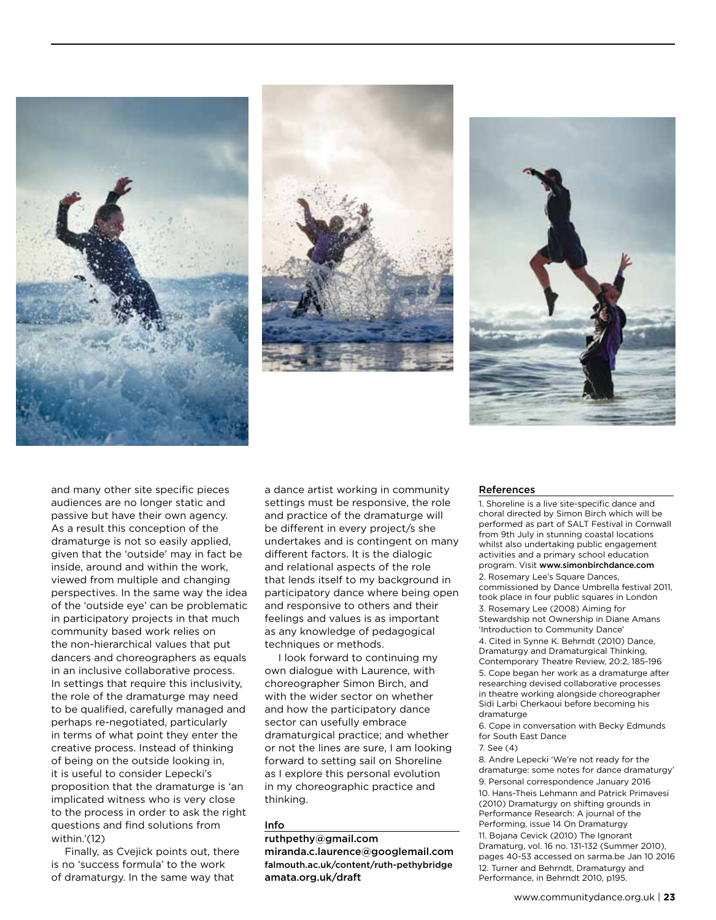and many other site specific pieces audiences are no longer static and passive but have their own agency. As a result this conception of the dramaturge is not so easily applied, given that the 'outside' may in fact be inside, around and within the work, viewed from multiple and changing perspectives. In the same way the idea of the 'outside eye' can be problematic in participatory projects in that much community based work relies on the non-hierarchical values that put dancers and choreographers as equals in an inclusive collaborative process. In settings that require this inclusivity, the role of the dramaturge may need to be qualified, carefully managed and perhaps re-negotiated, particularly in terms of what point they enter the creative process. Instead of thinking of being on the outside looking in, it is useful to consider Lepecki's proposition that the dramaturge is 'an implicated witness who is very close to the process in order to ask the right questions and find solutions from within.'(12)

Finally, as Cvejick points out, there is no 'success formula' to the work of dramaturgy. In the same way that a dance artist working in community settings must be responsive, the role and practice of the dramaturge will be different in every project/s she undertakes and is contingent on many different factors. It is the dialogic and relational aspects of the role that lends itself to my background in participatory dance where being open and responsive to others and their feelings and values is as important as any knowledge of pedagogical techniques or methods.

I look forward to continuing my own dialogue with Laurence, with choreographer Simon Birch, and with the wider sector on whether and how the participatory dance sector can usefully embrace dramaturgical practice; and whether or not the lines are sure, I am looking forward to setting sail on Shoreline as I explore this personal evolution in my choreographic practice and thinking.

## Info

ruthpethy@gmail.com
miranda.c.laurence@googlemail.com
falmouth.ac.uk/content/ruth-pethybridge
amata.org.uk/draft

## References

1. Shoreline is a live site-specific dance and choral directed by Simon Birch which will be performed as part of SALT Festival in Cornwall from 9th July in stunning coastal locations whilst also undertaking public engagement activities and a primary school education program. Visit **www.simonbirchdance.com**
2. Rosemary Lee's Square Dances, commissioned by Dance Umbrella festival 2011, took place in four public squares in London
3. Rosemary Lee (2008) Aiming for Stewardship not Ownership in Diane Amans 'Introduction to Community Dance'
4. Cited in Synne K. Behrndt (2010) Dance, Dramaturgy and Dramaturgical Thinking, Contemporary Theatre Review, 20:2, 185-196
5. Cope began her work as a dramaturge after researching devised collaborative processes in theatre working alongside choreographer Sidi Larbi Cherkaoui before becoming his dramaturge
6. Cope in conversation with Becky Edmunds for South East Dance
7. See (4)
8. Andre Lepecki 'We're not ready for the dramaturge: some notes for dance dramaturgy'
9. Personal correspondence January 2016
10. Hans-Theis Lehmann and Patrick Primavesi (2010) Dramaturgy on shifting grounds in Performance Research: A journal of the Performing, issue 14 On Dramaturgy
11. Bojana Cevick (2010) The Ignorant Dramaturg, vol. 16 no. 131-132 (Summer 2010), pages 40-53 accessed on sarma.be Jan 10 2016
12. Turner and Behrndt, Dramaturgy and Performance, in Behrndt 2010, p195.